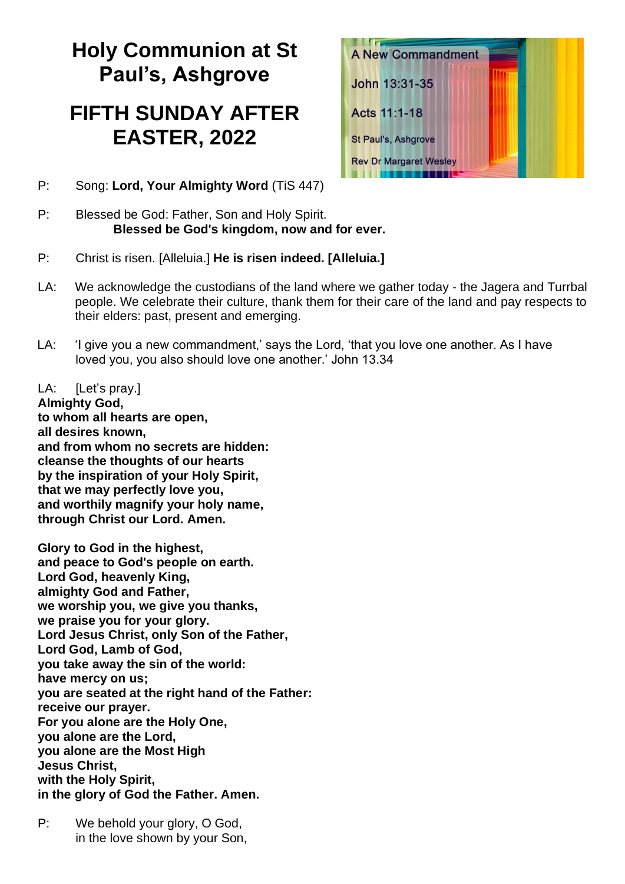# Holy Communion at St Paul's, Ashgrove

# FIFTH SUNDAY AFTER EASTER, 2022

A New Commandment

John 13:31-35

Acts 11:1-18

St Paul's, Ashgrove

Rev Dr Margaret Wesley

P: Song: **Lord, Your Almighty Word** (TiS 447)

P: Blessed be God: Father, Son and Holy Spirit.
**Blessed be God's kingdom, now and for ever.**

P: Christ is risen. [Alleluia.] **He is risen indeed. [Alleluia.]**

LA: We acknowledge the custodians of the land where we gather today - the Jagera and Turrbal people. We celebrate their culture, thank them for their care of the land and pay respects to their elders: past, present and emerging.

LA: 'I give you a new commandment,' says the Lord, 'that you love one another. As I have loved you, you also should love one another.' John 13.34

LA: [Let's pray.]
**Almighty God,**
**to whom all hearts are open,**
**all desires known,**
**and from whom no secrets are hidden:**
**cleanse the thoughts of our hearts**
**by the inspiration of your Holy Spirit,**
**that we may perfectly love you,**
**and worthily magnify your holy name,**
**through Christ our Lord. Amen.**

**Glory to God in the highest,**
**and peace to God's people on earth.**
**Lord God, heavenly King,**
**almighty God and Father,**
**we worship you, we give you thanks,**
**we praise you for your glory.**
**Lord Jesus Christ, only Son of the Father,**
**Lord God, Lamb of God,**
**you take away the sin of the world:**
**have mercy on us;**
**you are seated at the right hand of the Father:**
**receive our prayer.**
**For you alone are the Holy One,**
**you alone are the Lord,**
**you alone are the Most High**
**Jesus Christ,**
**with the Holy Spirit,**
**in the glory of God the Father. Amen.**

P: We behold your glory, O God,
in the love shown by your Son,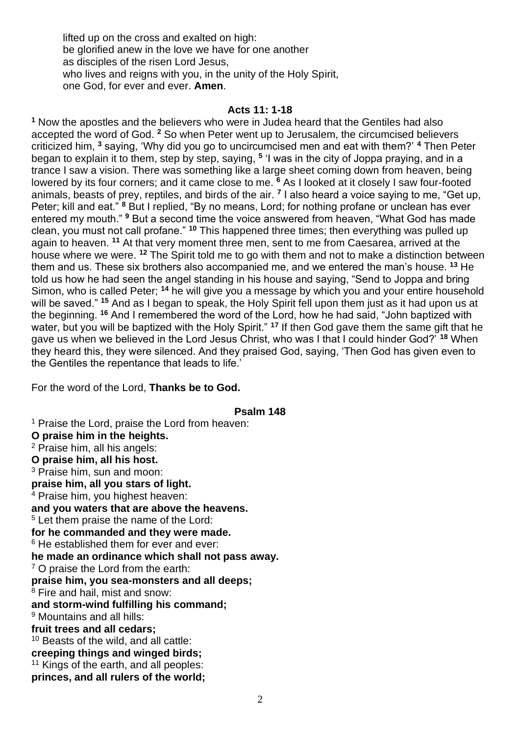lifted up on the cross and exalted on high:
be glorified anew in the love we have for one another
as disciples of the risen Lord Jesus,
who lives and reigns with you, in the unity of the Holy Spirit,
one God, for ever and ever. **Amen**.

### Acts 11: 1-18

**1** Now the apostles and the believers who were in Judea heard that the Gentiles had also accepted the word of God. **2** So when Peter went up to Jerusalem, the circumcised believers criticized him, **3** saying, 'Why did you go to uncircumcised men and eat with them?' **4** Then Peter began to explain it to them, step by step, saying, **5** 'I was in the city of Joppa praying, and in a trance I saw a vision. There was something like a large sheet coming down from heaven, being lowered by its four corners; and it came close to me. **6** As I looked at it closely I saw four-footed animals, beasts of prey, reptiles, and birds of the air. **7** I also heard a voice saying to me, "Get up, Peter; kill and eat." **8** But I replied, "By no means, Lord; for nothing profane or unclean has ever entered my mouth." **9** But a second time the voice answered from heaven, "What God has made clean, you must not call profane." **10** This happened three times; then everything was pulled up again to heaven. **11** At that very moment three men, sent to me from Caesarea, arrived at the house where we were. **12** The Spirit told me to go with them and not to make a distinction between them and us. These six brothers also accompanied me, and we entered the man's house. **13** He told us how he had seen the angel standing in his house and saying, "Send to Joppa and bring Simon, who is called Peter; **14** he will give you a message by which you and your entire household will be saved." **15** And as I began to speak, the Holy Spirit fell upon them just as it had upon us at the beginning. **16** And I remembered the word of the Lord, how he had said, "John baptized with water, but you will be baptized with the Holy Spirit." **17** If then God gave them the same gift that he gave us when we believed in the Lord Jesus Christ, who was I that I could hinder God?' **18** When they heard this, they were silenced. And they praised God, saying, 'Then God has given even to the Gentiles the repentance that leads to life.'

For the word of the Lord, **Thanks be to God.**

### Psalm 148

1 Praise the Lord, praise the Lord from heaven:
**O praise him in the heights.**
2 Praise him, all his angels:
**O praise him, all his host.**
3 Praise him, sun and moon:
**praise him, all you stars of light.**
4 Praise him, you highest heaven:
**and you waters that are above the heavens.**
5 Let them praise the name of the Lord:
**for he commanded and they were made.**
6 He established them for ever and ever:
**he made an ordinance which shall not pass away.**
7 O praise the Lord from the earth:
**praise him, you sea-monsters and all deeps;**
8 Fire and hail, mist and snow:
**and storm-wind fulfilling his command;**
9 Mountains and all hills:
**fruit trees and all cedars;**
10 Beasts of the wild, and all cattle:
**creeping things and winged birds;**
11 Kings of the earth, and all peoples:
**princes, and all rulers of the world;**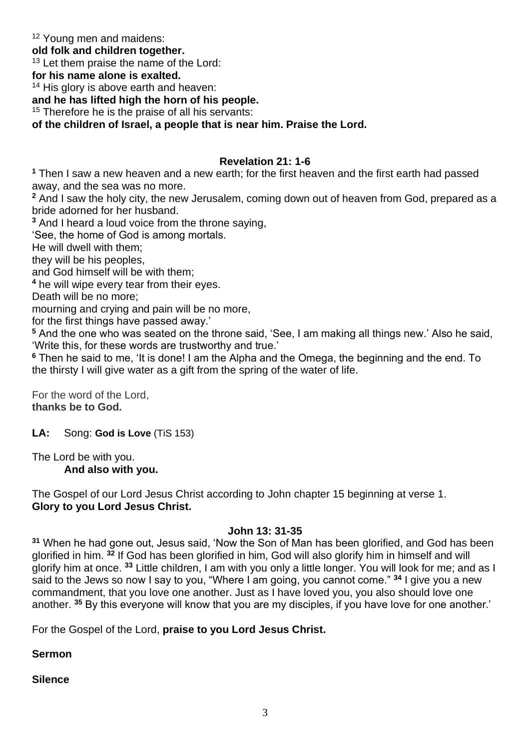[12] Young men and maidens:
**old folk and children together.**
[13] Let them praise the name of the Lord:
**for his name alone is exalted.**
[14] His glory is above earth and heaven:
**and he has lifted high the horn of his people.**
[15] Therefore he is the praise of all his servants:
**of the children of Israel, a people that is near him. Praise the Lord.**

**Revelation 21: 1-6**

**[1]** Then I saw a new heaven and a new earth; for the first heaven and the first earth had passed away, and the sea was no more.
**[2]** And I saw the holy city, the new Jerusalem, coming down out of heaven from God, prepared as a bride adorned for her husband.
**[3]** And I heard a loud voice from the throne saying,
'See, the home of God is among mortals.
He will dwell with them;
they will be his peoples,
and God himself will be with them;
**[4]** he will wipe every tear from their eyes.
Death will be no more;
mourning and crying and pain will be no more,
for the first things have passed away.'
**[5]** And the one who was seated on the throne said, 'See, I am making all things new.' Also he said, 'Write this, for these words are trustworthy and true.'
**[6]** Then he said to me, 'It is done! I am the Alpha and the Omega, the beginning and the end. To the thirsty I will give water as a gift from the spring of the water of life.

For the word of the Lord,
**thanks be to God.**

**LA:** Song: **God is Love** (TiS 153)

The Lord be with you.
**And also with you.**

The Gospel of our Lord Jesus Christ according to John chapter 15 beginning at verse 1.
**Glory to you Lord Jesus Christ.**

**John 13: 31-35**

**[31]** When he had gone out, Jesus said, 'Now the Son of Man has been glorified, and God has been glorified in him. **[32]** If God has been glorified in him, God will also glorify him in himself and will glorify him at once. **[33]** Little children, I am with you only a little longer. You will look for me; and as I said to the Jews so now I say to you, "Where I am going, you cannot come." **[34]** I give you a new commandment, that you love one another. Just as I have loved you, you also should love one another. **[35]** By this everyone will know that you are my disciples, if you have love for one another.'

For the Gospel of the Lord, **praise to you Lord Jesus Christ.**

**Sermon**

**Silence**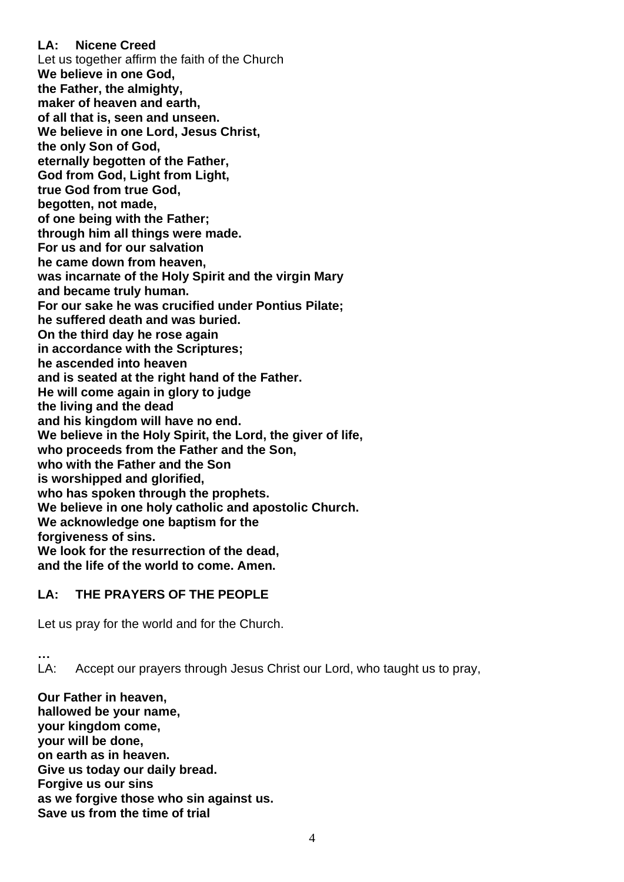**LA: Nicene Creed**

Let us together affirm the faith of the Church

**We believe in one God,**
**the Father, the almighty,**
**maker of heaven and earth,**
**of all that is, seen and unseen.**
**We believe in one Lord, Jesus Christ,**
**the only Son of God,**
**eternally begotten of the Father,**
**God from God, Light from Light,**
**true God from true God,**
**begotten, not made,**
**of one being with the Father;**
**through him all things were made.**
**For us and for our salvation**
**he came down from heaven,**
**was incarnate of the Holy Spirit and the virgin Mary**
**and became truly human.**
**For our sake he was crucified under Pontius Pilate;**
**he suffered death and was buried.**
**On the third day he rose again**
**in accordance with the Scriptures;**
**he ascended into heaven**
**and is seated at the right hand of the Father.**
**He will come again in glory to judge**
**the living and the dead**
**and his kingdom will have no end.**
**We believe in the Holy Spirit, the Lord, the giver of life,**
**who proceeds from the Father and the Son,**
**who with the Father and the Son**
**is worshipped and glorified,**
**who has spoken through the prophets.**
**We believe in one holy catholic and apostolic Church.**
**We acknowledge one baptism for the**
**forgiveness of sins.**
**We look for the resurrection of the dead,**
**and the life of the world to come. Amen.**

**LA: THE PRAYERS OF THE PEOPLE**

Let us pray for the world and for the Church.

**…**

LA: Accept our prayers through Jesus Christ our Lord, who taught us to pray,

**Our Father in heaven,**
**hallowed be your name,**
**your kingdom come,**
**your will be done,**
**on earth as in heaven.**
**Give us today our daily bread.**
**Forgive us our sins**
**as we forgive those who sin against us.**
**Save us from the time of trial**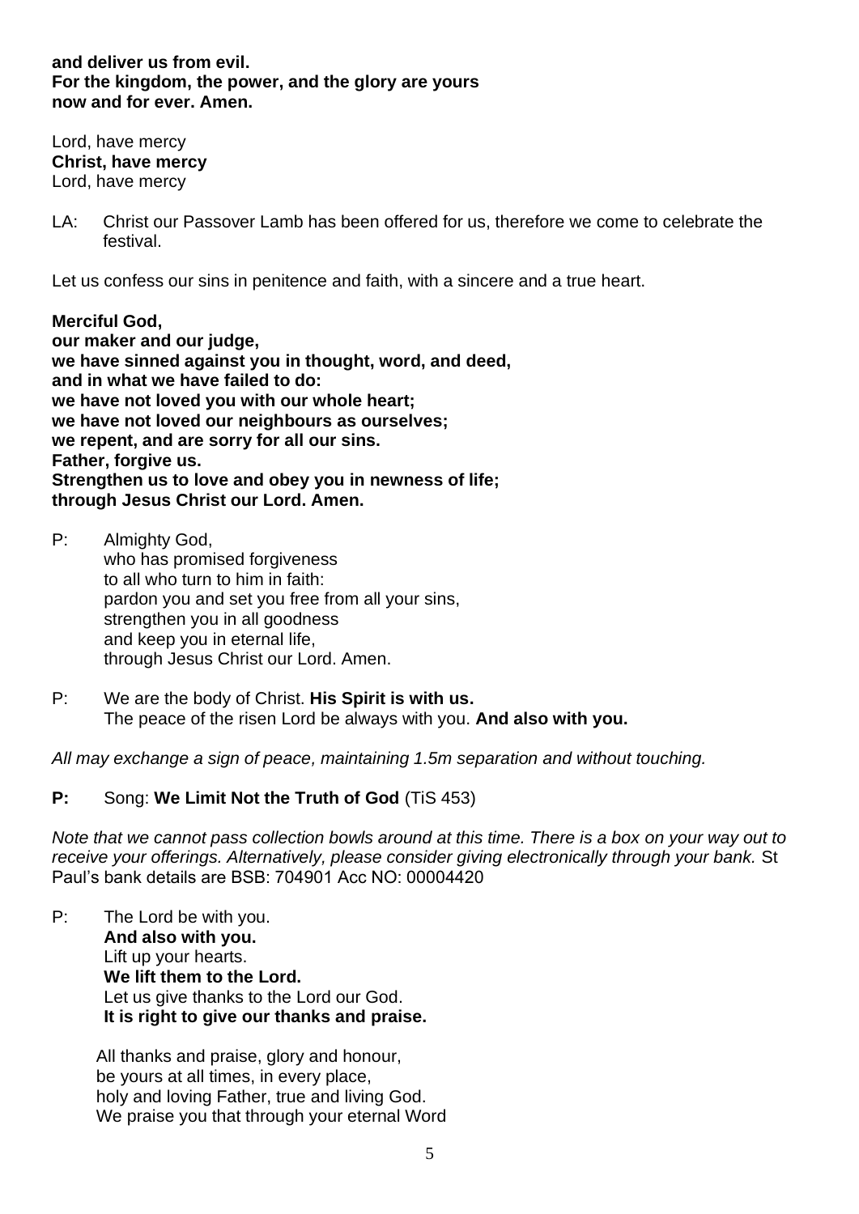**and deliver us from evil.**
**For the kingdom, the power, and the glory are yours**
**now and for ever. Amen.**

Lord, have mercy
**Christ, have mercy**
Lord, have mercy

LA: Christ our Passover Lamb has been offered for us, therefore we come to celebrate the festival.

Let us confess our sins in penitence and faith, with a sincere and a true heart.

**Merciful God,**
**our maker and our judge,**
**we have sinned against you in thought, word, and deed,**
**and in what we have failed to do:**
**we have not loved you with our whole heart;**
**we have not loved our neighbours as ourselves;**
**we repent, and are sorry for all our sins.**
**Father, forgive us.**
**Strengthen us to love and obey you in newness of life;**
**through Jesus Christ our Lord. Amen.**

P: Almighty God,
who has promised forgiveness
to all who turn to him in faith:
pardon you and set you free from all your sins,
strengthen you in all goodness
and keep you in eternal life,
through Jesus Christ our Lord. Amen.

P: We are the body of Christ. **His Spirit is with us.**
The peace of the risen Lord be always with you. **And also with you.**

*All may exchange a sign of peace, maintaining 1.5m separation and without touching.*

**P:** Song: **We Limit Not the Truth of God** (TiS 453)

*Note that we cannot pass collection bowls around at this time. There is a box on your way out to receive your offerings. Alternatively, please consider giving electronically through your bank.* St Paul's bank details are BSB: 704901 Acc NO: 00004420

P: The Lord be with you.
**And also with you.**
Lift up your hearts.
**We lift them to the Lord.**
Let us give thanks to the Lord our God.
**It is right to give our thanks and praise.**

All thanks and praise, glory and honour,
be yours at all times, in every place,
holy and loving Father, true and living God.
We praise you that through your eternal Word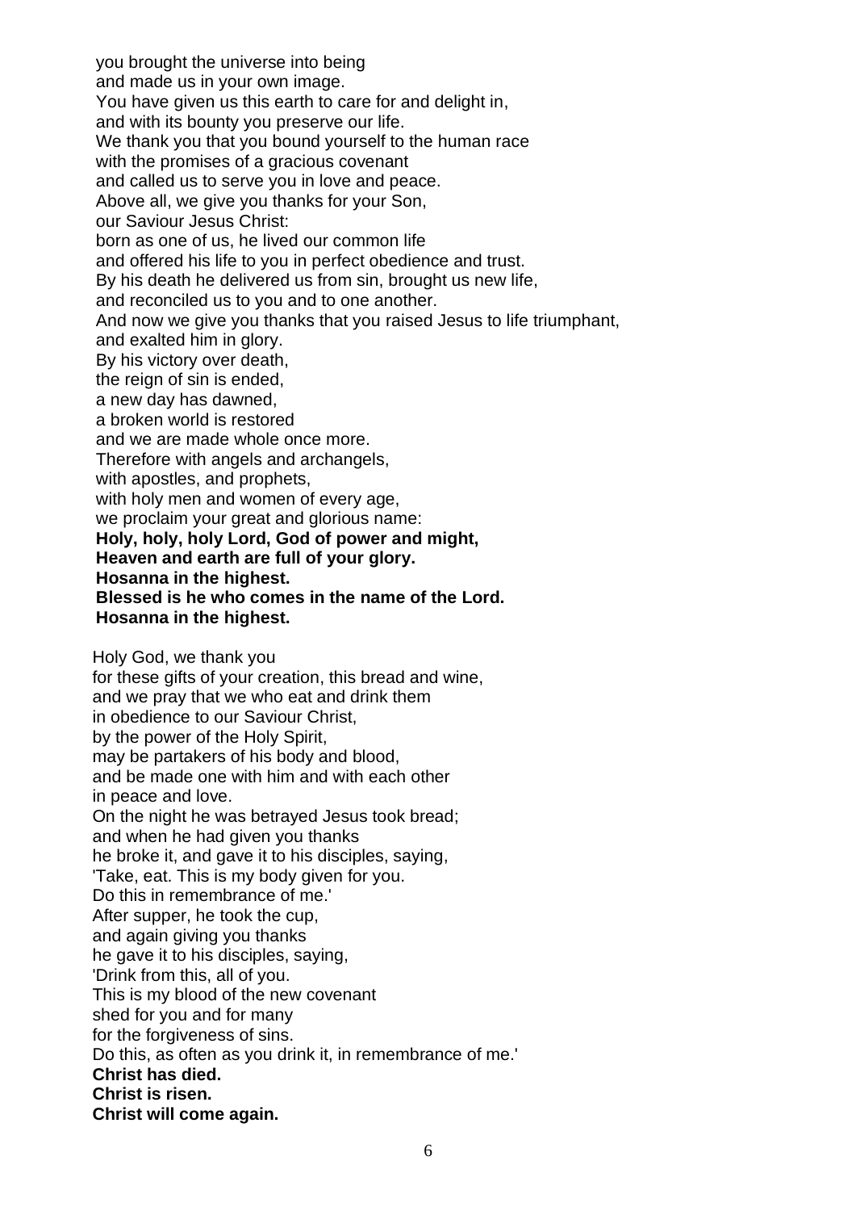you brought the universe into being
and made us in your own image.
You have given us this earth to care for and delight in,
and with its bounty you preserve our life.
We thank you that you bound yourself to the human race
with the promises of a gracious covenant
and called us to serve you in love and peace.
Above all, we give you thanks for your Son,
our Saviour Jesus Christ:
born as one of us, he lived our common life
and offered his life to you in perfect obedience and trust.
By his death he delivered us from sin, brought us new life,
and reconciled us to you and to one another.
And now we give you thanks that you raised Jesus to life triumphant,
and exalted him in glory.
By his victory over death,
the reign of sin is ended,
a new day has dawned,
a broken world is restored
and we are made whole once more.
Therefore with angels and archangels,
with apostles, and prophets,
with holy men and women of every age,
we proclaim your great and glorious name:
**Holy, holy, holy Lord, God of power and might,**
**Heaven and earth are full of your glory.**
**Hosanna in the highest.**
**Blessed is he who comes in the name of the Lord.**
**Hosanna in the highest.**

Holy God, we thank you
for these gifts of your creation, this bread and wine,
and we pray that we who eat and drink them
in obedience to our Saviour Christ,
by the power of the Holy Spirit,
may be partakers of his body and blood,
and be made one with him and with each other
in peace and love.
On the night he was betrayed Jesus took bread;
and when he had given you thanks
he broke it, and gave it to his disciples, saying,
'Take, eat. This is my body given for you.
Do this in remembrance of me.'
After supper, he took the cup,
and again giving you thanks
he gave it to his disciples, saying,
'Drink from this, all of you.
This is my blood of the new covenant
shed for you and for many
for the forgiveness of sins.
Do this, as often as you drink it, in remembrance of me.'
**Christ has died.**
**Christ is risen.**
**Christ will come again.**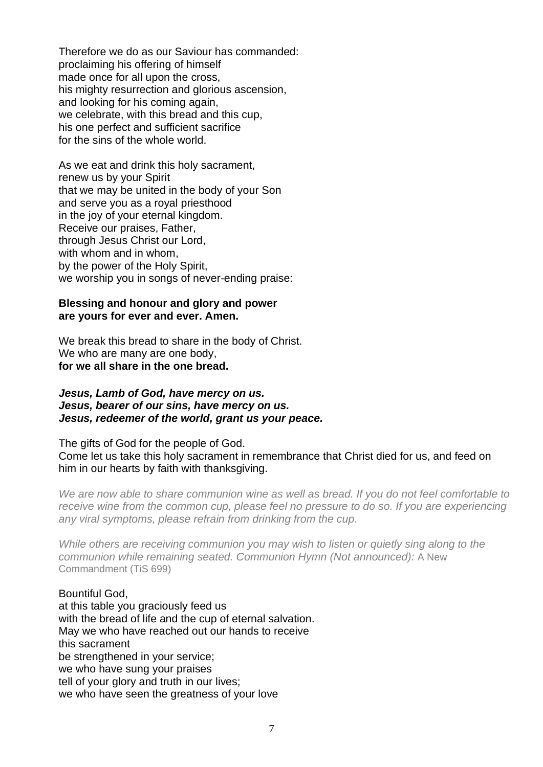Therefore we do as our Saviour has commanded:
proclaiming his offering of himself
made once for all upon the cross,
his mighty resurrection and glorious ascension,
and looking for his coming again,
we celebrate, with this bread and this cup,
his one perfect and sufficient sacrifice
for the sins of the whole world.

As we eat and drink this holy sacrament,
renew us by your Spirit
that we may be united in the body of your Son
and serve you as a royal priesthood
in the joy of your eternal kingdom.
Receive our praises, Father,
through Jesus Christ our Lord,
with whom and in whom,
by the power of the Holy Spirit,
we worship you in songs of never-ending praise:

**Blessing and honour and glory and power**
**are yours for ever and ever. Amen.**

We break this bread to share in the body of Christ.
We who are many are one body,
**for we all share in the one bread.**

***Jesus, Lamb of God, have mercy on us.***
***Jesus, bearer of our sins, have mercy on us.***
***Jesus, redeemer of the world, grant us your peace.***

The gifts of God for the people of God.
Come let us take this holy sacrament in remembrance that Christ died for us, and feed on him in our hearts by faith with thanksgiving.

*We are now able to share communion wine as well as bread. If you do not feel comfortable to receive wine from the common cup, please feel no pressure to do so. If you are experiencing any viral symptoms, please refrain from drinking from the cup.*

*While others are receiving communion you may wish to listen or quietly sing along to the communion while remaining seated. Communion Hymn (Not announced):* A New Commandment (TiS 699)

Bountiful God,
at this table you graciously feed us
with the bread of life and the cup of eternal salvation.
May we who have reached out our hands to receive
this sacrament
be strengthened in your service;
we who have sung your praises
tell of your glory and truth in our lives;
we who have seen the greatness of your love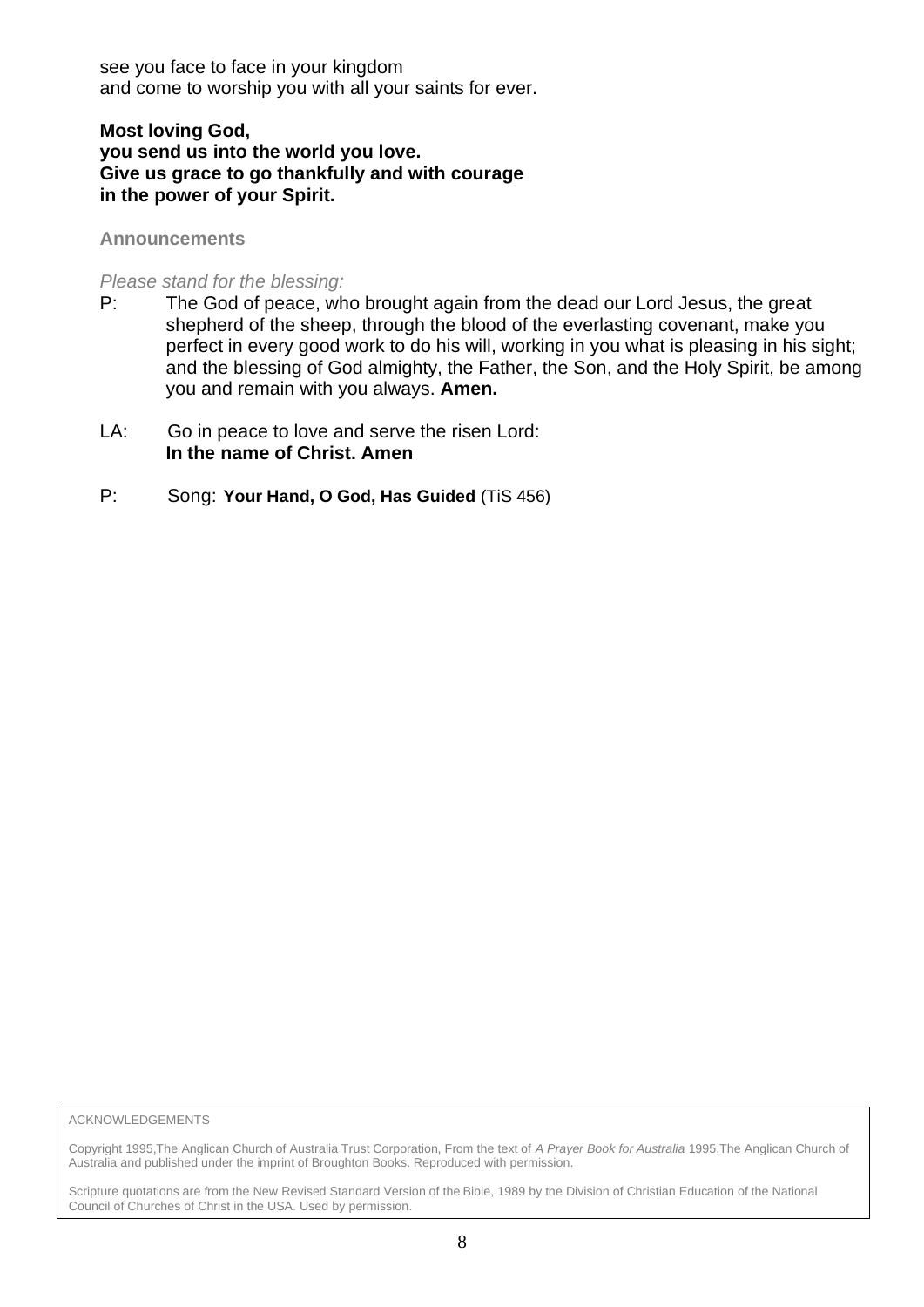see you face to face in your kingdom
and come to worship you with all your saints for ever.

**Most loving God,**
**you send us into the world you love.**
**Give us grace to go thankfully and with courage**
**in the power of your Spirit.**

**Announcements**

*Please stand for the blessing:*

P: The God of peace, who brought again from the dead our Lord Jesus, the great shepherd of the sheep, through the blood of the everlasting covenant, make you perfect in every good work to do his will, working in you what is pleasing in his sight; and the blessing of God almighty, the Father, the Son, and the Holy Spirit, be among you and remain with you always. **Amen.**

LA: Go in peace to love and serve the risen Lord:
**In the name of Christ. Amen**

P: Song: **Your Hand, O God, Has Guided** (TiS 456)

ACKNOWLEDGEMENTS

Copyright 1995,The Anglican Church of Australia Trust Corporation, From the text of *A Prayer Book for Australia* 1995,The Anglican Church of Australia and published under the imprint of Broughton Books. Reproduced with permission.

Scripture quotations are from the New Revised Standard Version of the Bible, 1989 by the Division of Christian Education of the National Council of Churches of Christ in the USA. Used by permission.